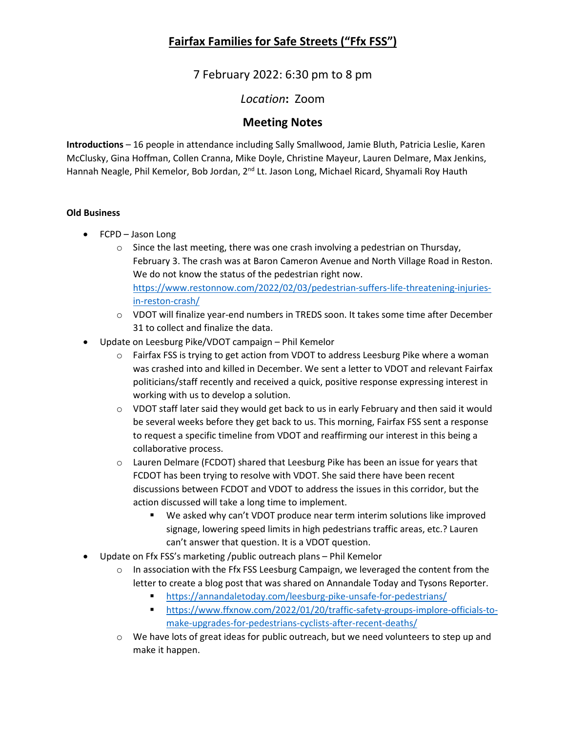# Fairfax Families for Safe Streets ("Ffx FSS")

## 7 February 2022: 6:30 pm to 8 pm

## *Location*: Zoom

## Meeting Notes

**Introductions** – 16 people in attendance including Sally Smallwood, Jamie Bluth, Patricia Leslie, Karen McClusky, Gina Hoffman, Collen Cranna, Mike Doyle, Christine Mayeur, Lauren Delmare, Max Jenkins, Hannah Neagle, Phil Kemelor, Bob Jordan, 2nd Lt. Jason Long, Michael Ricard, Shyamali Roy Hauth

**Old Business**

- FCPD – Jason Long
  - Since the last meeting, there was one crash involving a pedestrian on Thursday, February 3. The crash was at Baron Cameron Avenue and North Village Road in Reston. We do not know the status of the pedestrian right now. https://www.restonnow.com/2022/02/03/pedestrian-suffers-life-threatening-injuries-in-reston-crash/
  - VDOT will finalize year-end numbers in TREDS soon. It takes some time after December 31 to collect and finalize the data.
- Update on Leesburg Pike/VDOT campaign – Phil Kemelor
  - Fairfax FSS is trying to get action from VDOT to address Leesburg Pike where a woman was crashed into and killed in December. We sent a letter to VDOT and relevant Fairfax politicians/staff recently and received a quick, positive response expressing interest in working with us to develop a solution.
  - VDOT staff later said they would get back to us in early February and then said it would be several weeks before they get back to us. This morning, Fairfax FSS sent a response to request a specific timeline from VDOT and reaffirming our interest in this being a collaborative process.
  - Lauren Delmare (FCDOT) shared that Leesburg Pike has been an issue for years that FCDOT has been trying to resolve with VDOT. She said there have been recent discussions between FCDOT and VDOT to address the issues in this corridor, but the action discussed will take a long time to implement.
    - We asked why can't VDOT produce near term interim solutions like improved signage, lowering speed limits in high pedestrians traffic areas, etc.? Lauren can't answer that question. It is a VDOT question.
- Update on Ffx FSS's marketing /public outreach plans – Phil Kemelor
  - In association with the Ffx FSS Leesburg Campaign, we leveraged the content from the letter to create a blog post that was shared on Annandale Today and Tysons Reporter.
    - https://annandaletoday.com/leesburg-pike-unsafe-for-pedestrians/
    - https://www.ffxnow.com/2022/01/20/traffic-safety-groups-implore-officials-to-make-upgrades-for-pedestrians-cyclists-after-recent-deaths/
  - We have lots of great ideas for public outreach, but we need volunteers to step up and make it happen.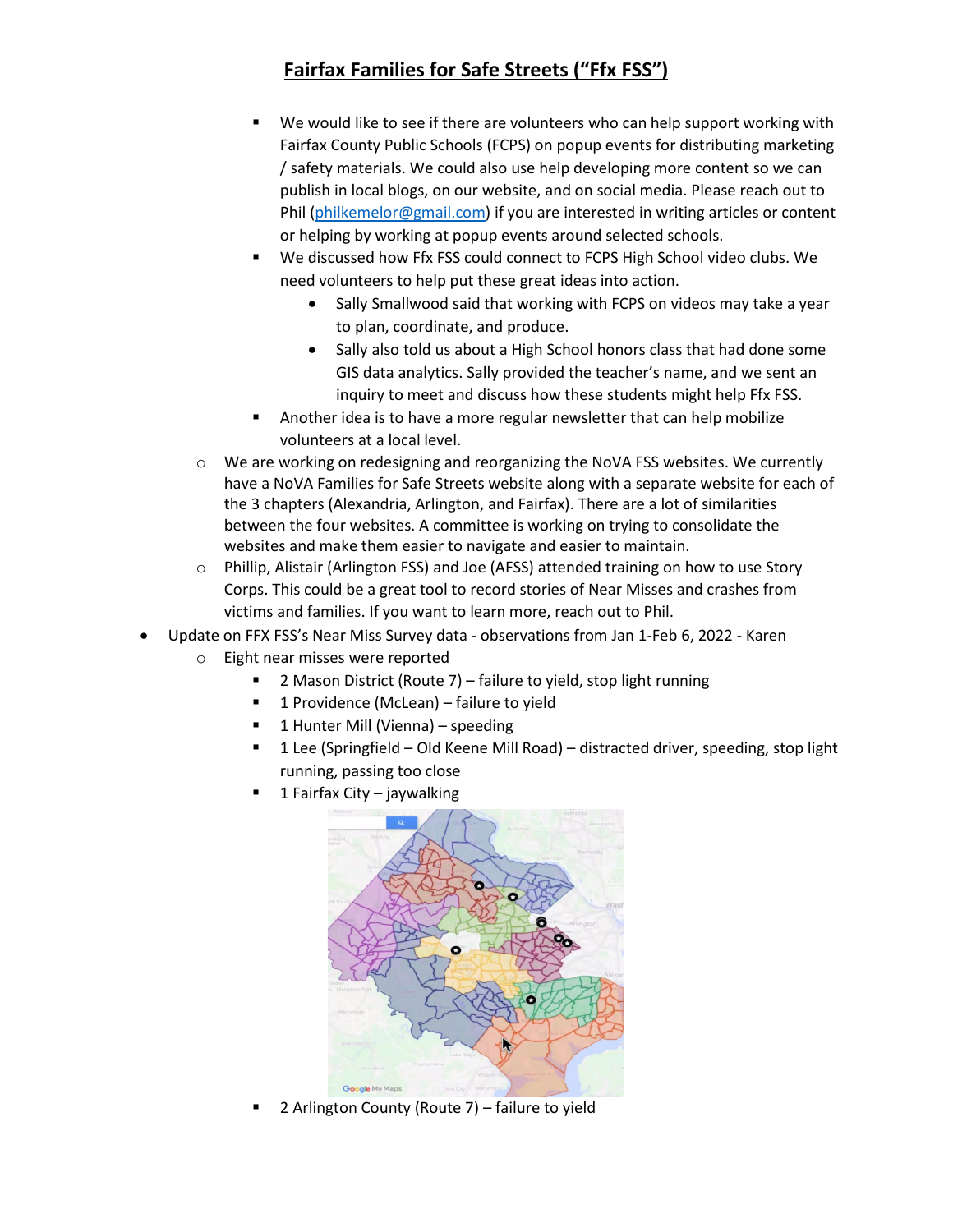# Fairfax Families for Safe Streets ("Ffx FSS")

        - We would like to see if there are volunteers who can help support working with Fairfax County Public Schools (FCPS) on popup events for distributing marketing / safety materials. We could also use help developing more content so we can publish in local blogs, on our website, and on social media. Please reach out to Phil (philkemelor@gmail.com) if you are interested in writing articles or content or helping by working at popup events around selected schools.
        - We discussed how Ffx FSS could connect to FCPS High School video clubs. We need volunteers to help put these great ideas into action.
            - Sally Smallwood said that working with FCPS on videos may take a year to plan, coordinate, and produce.
            - Sally also told us about a High School honors class that had done some GIS data analytics. Sally provided the teacher's name, and we sent an inquiry to meet and discuss how these students might help Ffx FSS.
        - Another idea is to have a more regular newsletter that can help mobilize volunteers at a local level.
    - We are working on redesigning and reorganizing the NoVA FSS websites. We currently have a NoVA Families for Safe Streets website along with a separate website for each of the 3 chapters (Alexandria, Arlington, and Fairfax). There are a lot of similarities between the four websites. A committee is working on trying to consolidate the websites and make them easier to navigate and easier to maintain.
    - Phillip, Alistair (Arlington FSS) and Joe (AFSS) attended training on how to use Story Corps. This could be a great tool to record stories of Near Misses and crashes from victims and families. If you want to learn more, reach out to Phil.
- Update on FFX FSS's Near Miss Survey data - observations from Jan 1-Feb 6, 2022 - Karen
    - Eight near misses were reported
        - 2 Mason District (Route 7) – failure to yield, stop light running
        - 1 Providence (McLean) – failure to yield
        - 1 Hunter Mill (Vienna) – speeding
        - 1 Lee (Springfield – Old Keene Mill Road) – distracted driver, speeding, stop light running, passing too close
        - 1 Fairfax City – jaywalking
        - 2 Arlington County (Route 7) – failure to yield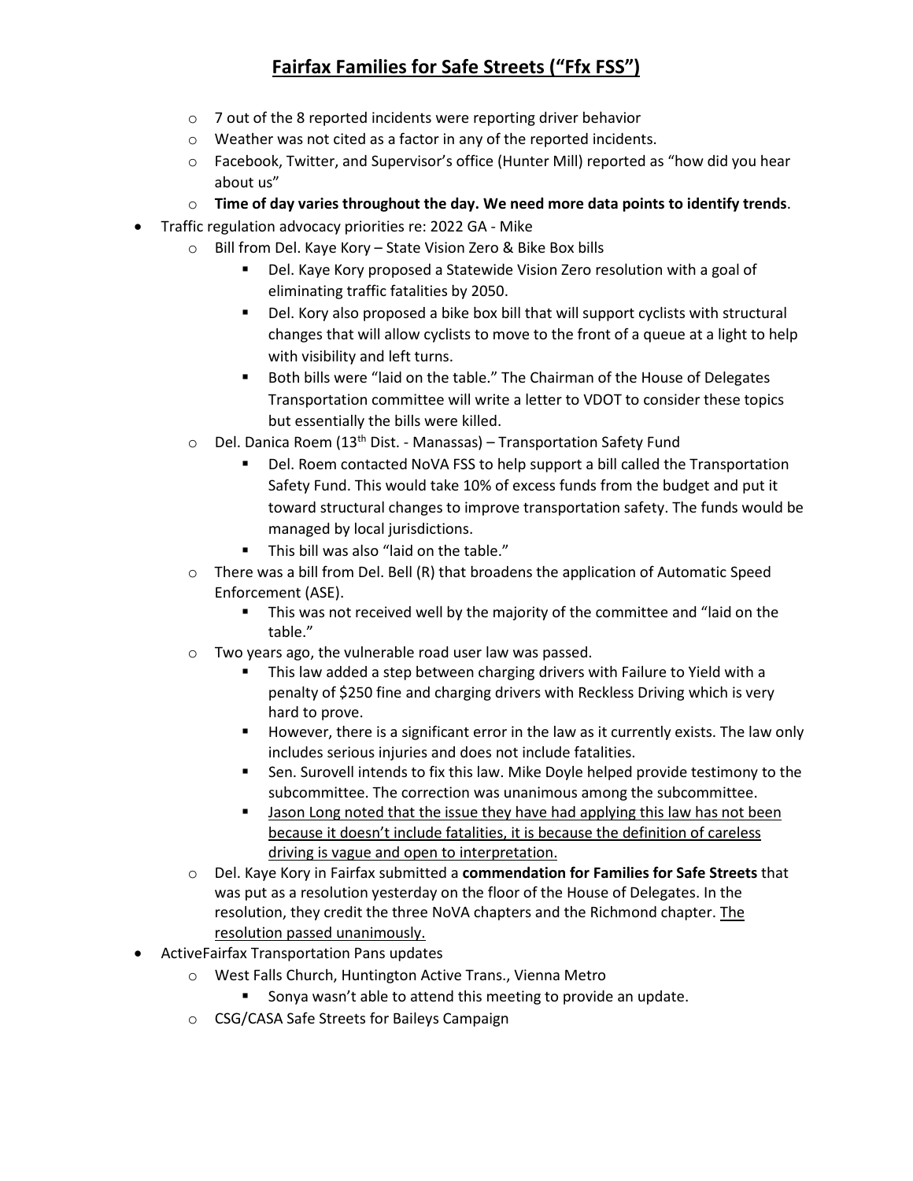# Fairfax Families for Safe Streets ("Ffx FSS")

- 7 out of the 8 reported incidents were reporting driver behavior
- Weather was not cited as a factor in any of the reported incidents.
- Facebook, Twitter, and Supervisor's office (Hunter Mill) reported as "how did you hear about us"
- **Time of day varies throughout the day. We need more data points to identify trends**.

- Traffic regulation advocacy priorities re: 2022 GA - Mike
  - Bill from Del. Kaye Kory – State Vision Zero & Bike Box bills
    - Del. Kaye Kory proposed a Statewide Vision Zero resolution with a goal of eliminating traffic fatalities by 2050.
    - Del. Kory also proposed a bike box bill that will support cyclists with structural changes that will allow cyclists to move to the front of a queue at a light to help with visibility and left turns.
    - Both bills were "laid on the table." The Chairman of the House of Delegates Transportation committee will write a letter to VDOT to consider these topics but essentially the bills were killed.
  - Del. Danica Roem (13th Dist. - Manassas) – Transportation Safety Fund
    - Del. Roem contacted NoVA FSS to help support a bill called the Transportation Safety Fund. This would take 10% of excess funds from the budget and put it toward structural changes to improve transportation safety. The funds would be managed by local jurisdictions.
    - This bill was also "laid on the table."
  - There was a bill from Del. Bell (R) that broadens the application of Automatic Speed Enforcement (ASE).
    - This was not received well by the majority of the committee and "laid on the table."
  - Two years ago, the vulnerable road user law was passed.
    - This law added a step between charging drivers with Failure to Yield with a penalty of $250 fine and charging drivers with Reckless Driving which is very hard to prove.
    - However, there is a significant error in the law as it currently exists. The law only includes serious injuries and does not include fatalities.
    - Sen. Surovell intends to fix this law. Mike Doyle helped provide testimony to the subcommittee. The correction was unanimous among the subcommittee.
    - <u>Jason Long noted that the issue they have had applying this law has not been because it doesn't include fatalities, it is because the definition of careless driving is vague and open to interpretation.</u>
  - Del. Kaye Kory in Fairfax submitted a **commendation for Families for Safe Streets** that was put as a resolution yesterday on the floor of the House of Delegates. In the resolution, they credit the three NoVA chapters and the Richmond chapter. <u>The resolution passed unanimously.</u>

- ActiveFairfax Transportation Pans updates
  - West Falls Church, Huntington Active Trans., Vienna Metro
    - Sonya wasn't able to attend this meeting to provide an update.
  - CSG/CASA Safe Streets for Baileys Campaign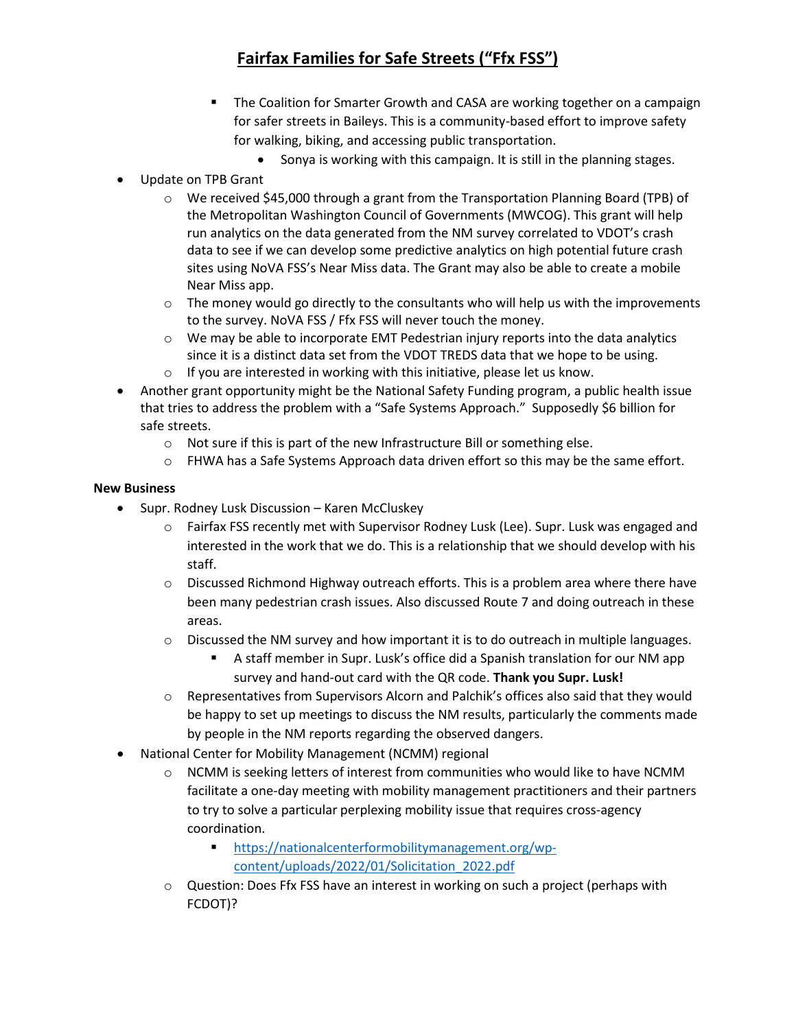- The Coalition for Smarter Growth and CASA are working together on a campaign for safer streets in Baileys. This is a community-based effort to improve safety for walking, biking, and accessing public transportation.
  - Sonya is working with this campaign. It is still in the planning stages.

- Update on TPB Grant
  - We received $45,000 through a grant from the Transportation Planning Board (TPB) of the Metropolitan Washington Council of Governments (MWCOG). This grant will help run analytics on the data generated from the NM survey correlated to VDOT's crash data to see if we can develop some predictive analytics on high potential future crash sites using NoVA FSS's Near Miss data. The Grant may also be able to create a mobile Near Miss app.
  - The money would go directly to the consultants who will help us with the improvements to the survey. NoVA FSS / Ffx FSS will never touch the money.
  - We may be able to incorporate EMT Pedestrian injury reports into the data analytics since it is a distinct data set from the VDOT TREDS data that we hope to be using.
  - If you are interested in working with this initiative, please let us know.
- Another grant opportunity might be the National Safety Funding program, a public health issue that tries to address the problem with a "Safe Systems Approach." Supposedly $6 billion for safe streets.
  - Not sure if this is part of the new Infrastructure Bill or something else.
  - FHWA has a Safe Systems Approach data driven effort so this may be the same effort.

**New Business**

- Supr. Rodney Lusk Discussion – Karen McCluskey
  - Fairfax FSS recently met with Supervisor Rodney Lusk (Lee). Supr. Lusk was engaged and interested in the work that we do. This is a relationship that we should develop with his staff.
  - Discussed Richmond Highway outreach efforts. This is a problem area where there have been many pedestrian crash issues. Also discussed Route 7 and doing outreach in these areas.
  - Discussed the NM survey and how important it is to do outreach in multiple languages.
    - A staff member in Supr. Lusk's office did a Spanish translation for our NM app survey and hand-out card with the QR code. **Thank you Supr. Lusk!**
  - Representatives from Supervisors Alcorn and Palchik's offices also said that they would be happy to set up meetings to discuss the NM results, particularly the comments made by people in the NM reports regarding the observed dangers.
- National Center for Mobility Management (NCMM) regional
  - NCMM is seeking letters of interest from communities who would like to have NCMM facilitate a one-day meeting with mobility management practitioners and their partners to try to solve a particular perplexing mobility issue that requires cross-agency coordination.
    - [https://nationalcenterformobilitymanagement.org/wp-content/uploads/2022/01/Solicitation_2022.pdf](https://nationalcenterformobilitymanagement.org/wp-content/uploads/2022/01/Solicitation_2022.pdf)
  - Question: Does Ffx FSS have an interest in working on such a project (perhaps with FCDOT)?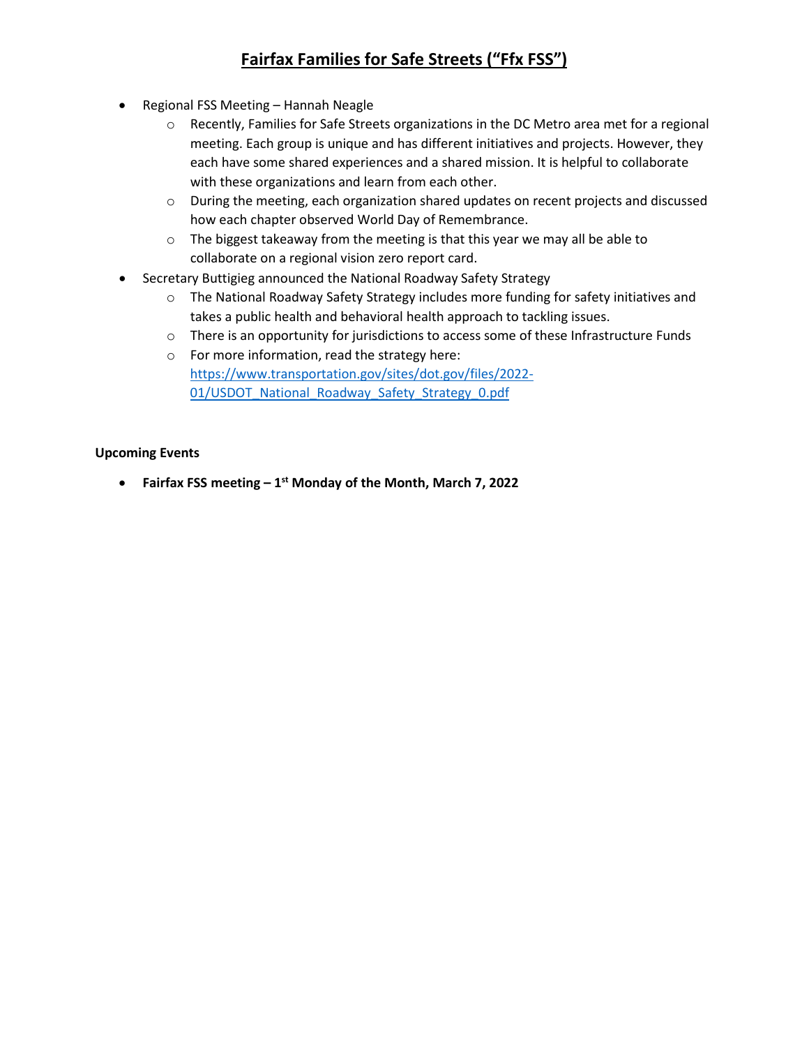# Fairfax Families for Safe Streets ("Ffx FSS")

- Regional FSS Meeting – Hannah Neagle
  - Recently, Families for Safe Streets organizations in the DC Metro area met for a regional meeting. Each group is unique and has different initiatives and projects. However, they each have some shared experiences and a shared mission. It is helpful to collaborate with these organizations and learn from each other.
  - During the meeting, each organization shared updates on recent projects and discussed how each chapter observed World Day of Remembrance.
  - The biggest takeaway from the meeting is that this year we may all be able to collaborate on a regional vision zero report card.
- Secretary Buttigieg announced the National Roadway Safety Strategy
  - The National Roadway Safety Strategy includes more funding for safety initiatives and takes a public health and behavioral health approach to tackling issues.
  - There is an opportunity for jurisdictions to access some of these Infrastructure Funds
  - For more information, read the strategy here: https://www.transportation.gov/sites/dot.gov/files/2022-01/USDOT_National_Roadway_Safety_Strategy_0.pdf

**Upcoming Events**

- **Fairfax FSS meeting – 1st Monday of the Month, March 7, 2022**